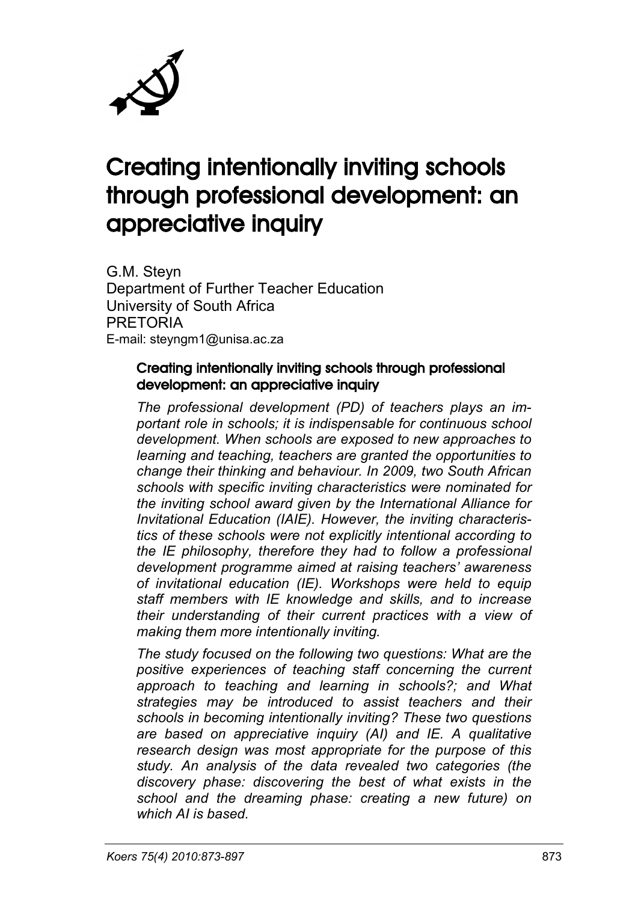# Creating intentionally inviting schools through professional development: an appreciative inquiry

G.M. Steyn
Department of Further Teacher Education
University of South Africa
PRETORIA
E-mail: steyngm1@unisa.ac.za

### Creating intentionally inviting schools through professional development: an appreciative inquiry

*The professional development (PD) of teachers plays an important role in schools; it is indispensable for continuous school development. When schools are exposed to new approaches to learning and teaching, teachers are granted the opportunities to change their thinking and behaviour. In 2009, two South African schools with specific inviting characteristics were nominated for the inviting school award given by the International Alliance for Invitational Education (IAIE). However, the inviting characteristics of these schools were not explicitly intentional according to the IE philosophy, therefore they had to follow a professional development programme aimed at raising teachers' awareness of invitational education (IE). Workshops were held to equip staff members with IE knowledge and skills, and to increase their understanding of their current practices with a view of making them more intentionally inviting.*

*The study focused on the following two questions: What are the positive experiences of teaching staff concerning the current approach to teaching and learning in schools?; and What strategies may be introduced to assist teachers and their schools in becoming intentionally inviting? These two questions are based on appreciative inquiry (AI) and IE. A qualitative research design was most appropriate for the purpose of this study. An analysis of the data revealed two categories (the discovery phase: discovering the best of what exists in the school and the dreaming phase: creating a new future) on which AI is based.*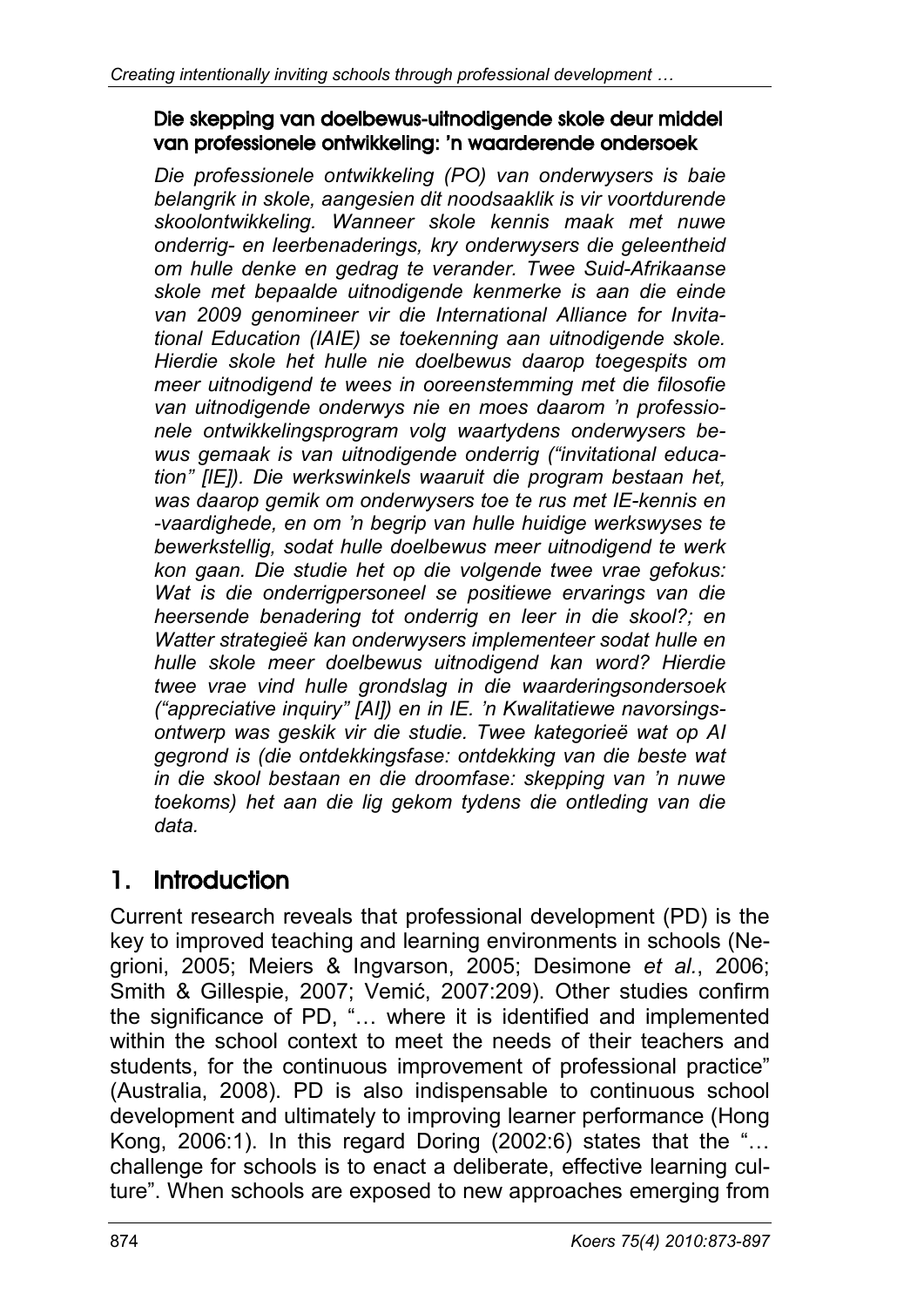**Die skepping van doelbewus-uitnodigende skole deur middel van professionele ontwikkeling: 'n waarderende ondersoek**

*Die professionele ontwikkeling (PO) van onderwysers is baie belangrik in skole, aangesien dit noodsaaklik is vir voortdurende skoolontwikkeling. Wanneer skole kennis maak met nuwe onderrig- en leerbenaderings, kry onderwysers die geleentheid om hulle denke en gedrag te verander. Twee Suid-Afrikaanse skole met bepaalde uitnodigende kenmerke is aan die einde van 2009 genomineer vir die International Alliance for Invitational Education (IAIE) se toekenning aan uitnodigende skole. Hierdie skole het hulle nie doelbewus daarop toegespits om meer uitnodigend te wees in ooreenstemming met die filosofie van uitnodigende onderwys nie en moes daarom 'n professionele ontwikkelingsprogram volg waartydens onderwysers bewus gemaak is van uitnodigende onderrig ("invitational education" [IE]). Die werkswinkels waaruit die program bestaan het, was daarop gemik om onderwysers toe te rus met IE-kennis en -vaardighede, en om 'n begrip van hulle huidige werkswyses te bewerkstellig, sodat hulle doelbewus meer uitnodigend te werk kon gaan. Die studie het op die volgende twee vrae gefokus: Wat is die onderrigpersoneel se positiewe ervarings van die heersende benadering tot onderrig en leer in die skool?; en Watter strategieë kan onderwysers implementeer sodat hulle en hulle skole meer doelbewus uitnodigend kan word? Hierdie twee vrae vind hulle grondslag in die waarderingsondersoek ("appreciative inquiry" [AI]) en in IE. 'n Kwalitatiewe navorsingsontwerp was geskik vir die studie. Twee kategorieë wat op AI gegrond is (die ontdekkingsfase: ontdekking van die beste wat in die skool bestaan en die droomfase: skepping van 'n nuwe toekoms) het aan die lig gekom tydens die ontleding van die data.*

## 1. Introduction

Current research reveals that professional development (PD) is the key to improved teaching and learning environments in schools (Negrioni, 2005; Meiers & Ingvarson, 2005; Desimone *et al.*, 2006; Smith & Gillespie, 2007; Vemić, 2007:209). Other studies confirm the significance of PD, "… where it is identified and implemented within the school context to meet the needs of their teachers and students, for the continuous improvement of professional practice" (Australia, 2008). PD is also indispensable to continuous school development and ultimately to improving learner performance (Hong Kong, 2006:1). In this regard Doring (2002:6) states that the "… challenge for schools is to enact a deliberate, effective learning culture". When schools are exposed to new approaches emerging from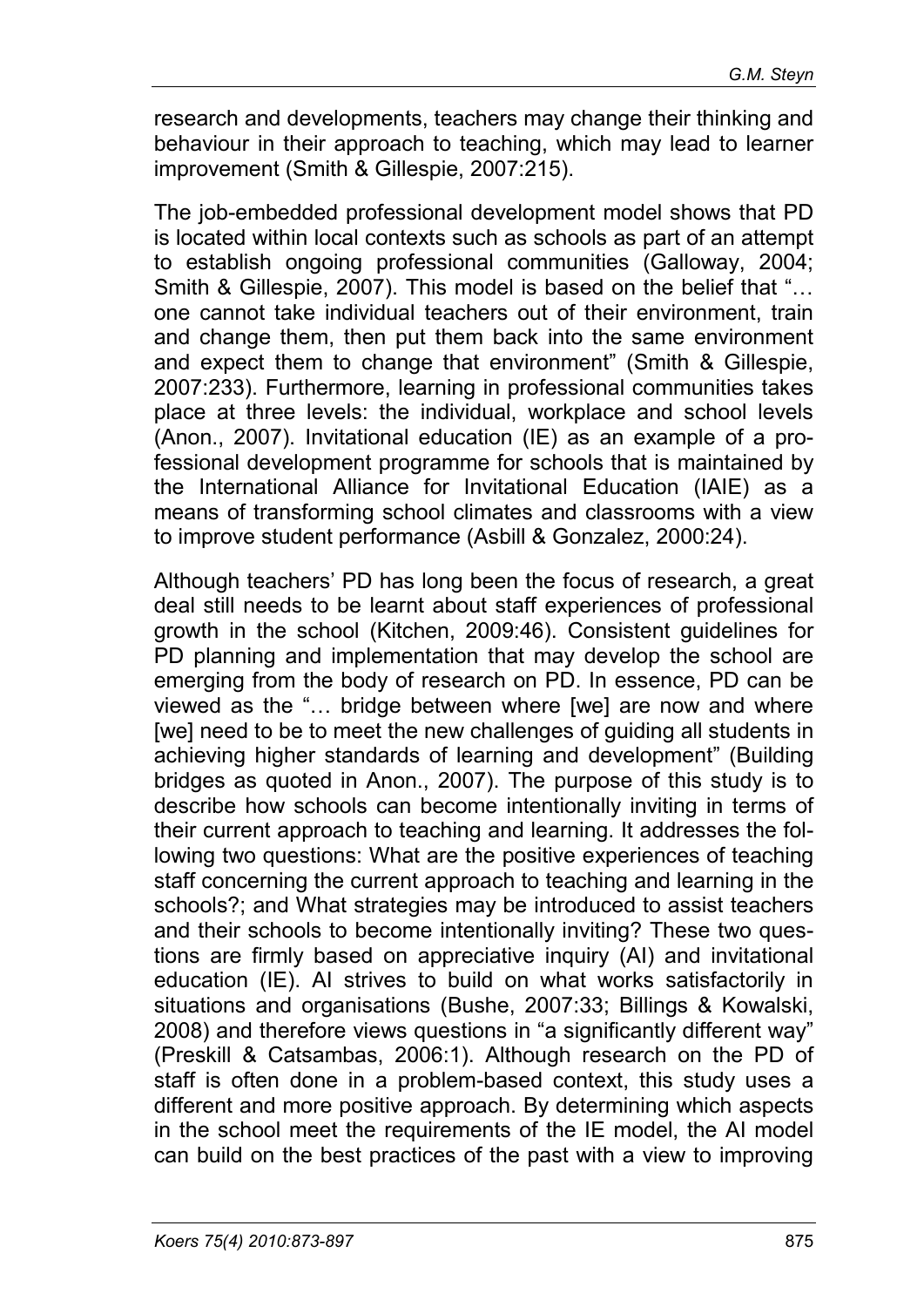research and developments, teachers may change their thinking and behaviour in their approach to teaching, which may lead to learner improvement (Smith & Gillespie, 2007:215).

The job-embedded professional development model shows that PD is located within local contexts such as schools as part of an attempt to establish ongoing professional communities (Galloway, 2004; Smith & Gillespie, 2007). This model is based on the belief that "… one cannot take individual teachers out of their environment, train and change them, then put them back into the same environment and expect them to change that environment" (Smith & Gillespie, 2007:233). Furthermore, learning in professional communities takes place at three levels: the individual, workplace and school levels (Anon., 2007). Invitational education (IE) as an example of a professional development programme for schools that is maintained by the International Alliance for Invitational Education (IAIE) as a means of transforming school climates and classrooms with a view to improve student performance (Asbill & Gonzalez, 2000:24).

Although teachers' PD has long been the focus of research, a great deal still needs to be learnt about staff experiences of professional growth in the school (Kitchen, 2009:46). Consistent guidelines for PD planning and implementation that may develop the school are emerging from the body of research on PD. In essence, PD can be viewed as the "… bridge between where [we] are now and where [we] need to be to meet the new challenges of guiding all students in achieving higher standards of learning and development" (Building bridges as quoted in Anon., 2007). The purpose of this study is to describe how schools can become intentionally inviting in terms of their current approach to teaching and learning. It addresses the following two questions: What are the positive experiences of teaching staff concerning the current approach to teaching and learning in the schools?; and What strategies may be introduced to assist teachers and their schools to become intentionally inviting? These two questions are firmly based on appreciative inquiry (AI) and invitational education (IE). AI strives to build on what works satisfactorily in situations and organisations (Bushe, 2007:33; Billings & Kowalski, 2008) and therefore views questions in "a significantly different way" (Preskill & Catsambas, 2006:1). Although research on the PD of staff is often done in a problem-based context, this study uses a different and more positive approach. By determining which aspects in the school meet the requirements of the IE model, the AI model can build on the best practices of the past with a view to improving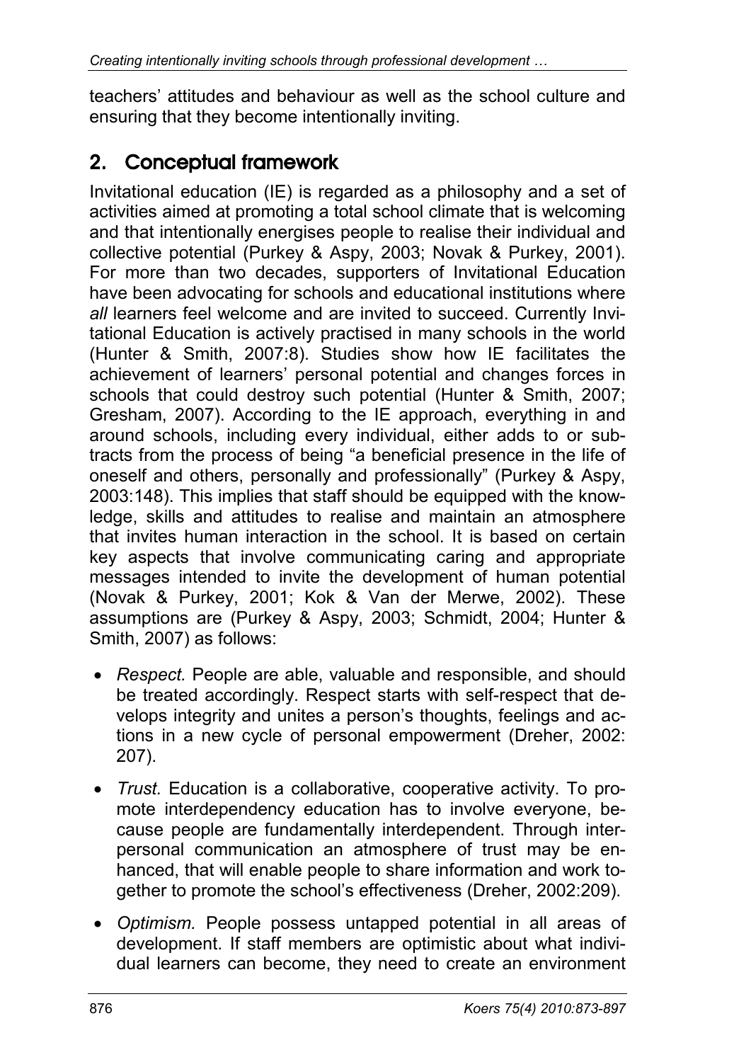teachers' attitudes and behaviour as well as the school culture and ensuring that they become intentionally inviting.

## 2. Conceptual framework

Invitational education (IE) is regarded as a philosophy and a set of activities aimed at promoting a total school climate that is welcoming and that intentionally energises people to realise their individual and collective potential (Purkey & Aspy, 2003; Novak & Purkey, 2001). For more than two decades, supporters of Invitational Education have been advocating for schools and educational institutions where *all* learners feel welcome and are invited to succeed. Currently Invitational Education is actively practised in many schools in the world (Hunter & Smith, 2007:8). Studies show how IE facilitates the achievement of learners' personal potential and changes forces in schools that could destroy such potential (Hunter & Smith, 2007; Gresham, 2007). According to the IE approach, everything in and around schools, including every individual, either adds to or subtracts from the process of being "a beneficial presence in the life of oneself and others, personally and professionally" (Purkey & Aspy, 2003:148). This implies that staff should be equipped with the knowledge, skills and attitudes to realise and maintain an atmosphere that invites human interaction in the school. It is based on certain key aspects that involve communicating caring and appropriate messages intended to invite the development of human potential (Novak & Purkey, 2001; Kok & Van der Merwe, 2002). These assumptions are (Purkey & Aspy, 2003; Schmidt, 2004; Hunter & Smith, 2007) as follows:

- *Respect.* People are able, valuable and responsible, and should be treated accordingly. Respect starts with self-respect that develops integrity and unites a person's thoughts, feelings and actions in a new cycle of personal empowerment (Dreher, 2002: 207).
- *Trust.* Education is a collaborative, cooperative activity. To promote interdependency education has to involve everyone, because people are fundamentally interdependent. Through interpersonal communication an atmosphere of trust may be enhanced, that will enable people to share information and work together to promote the school's effectiveness (Dreher, 2002:209).
- *Optimism.* People possess untapped potential in all areas of development. If staff members are optimistic about what individual learners can become, they need to create an environment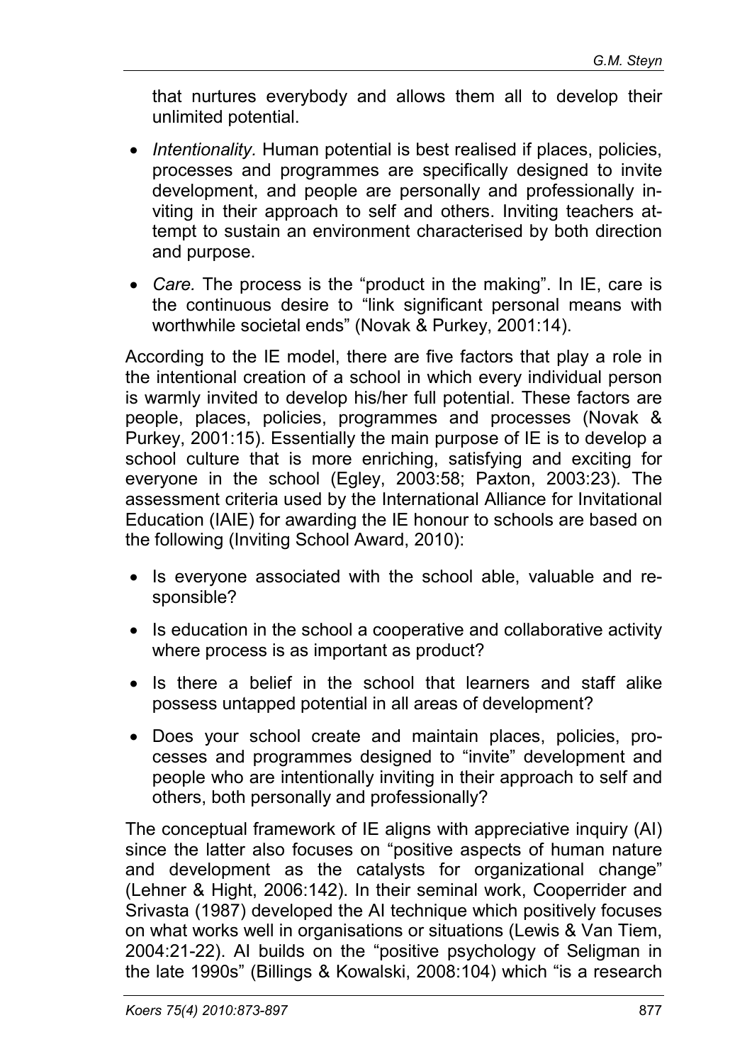that nurtures everybody and allows them all to develop their unlimited potential.

- *Intentionality.* Human potential is best realised if places, policies, processes and programmes are specifically designed to invite development, and people are personally and professionally inviting in their approach to self and others. Inviting teachers attempt to sustain an environment characterised by both direction and purpose.
- *Care.* The process is the "product in the making". In IE, care is the continuous desire to "link significant personal means with worthwhile societal ends" (Novak & Purkey, 2001:14).

According to the IE model, there are five factors that play a role in the intentional creation of a school in which every individual person is warmly invited to develop his/her full potential. These factors are people, places, policies, programmes and processes (Novak & Purkey, 2001:15). Essentially the main purpose of IE is to develop a school culture that is more enriching, satisfying and exciting for everyone in the school (Egley, 2003:58; Paxton, 2003:23). The assessment criteria used by the International Alliance for Invitational Education (IAIE) for awarding the IE honour to schools are based on the following (Inviting School Award, 2010):

- Is everyone associated with the school able, valuable and responsible?
- Is education in the school a cooperative and collaborative activity where process is as important as product?
- Is there a belief in the school that learners and staff alike possess untapped potential in all areas of development?
- Does your school create and maintain places, policies, processes and programmes designed to "invite" development and people who are intentionally inviting in their approach to self and others, both personally and professionally?

The conceptual framework of IE aligns with appreciative inquiry (AI) since the latter also focuses on "positive aspects of human nature and development as the catalysts for organizational change" (Lehner & Hight, 2006:142). In their seminal work, Cooperrider and Srivasta (1987) developed the AI technique which positively focuses on what works well in organisations or situations (Lewis & Van Tiem, 2004:21-22). AI builds on the "positive psychology of Seligman in the late 1990s" (Billings & Kowalski, 2008:104) which "is a research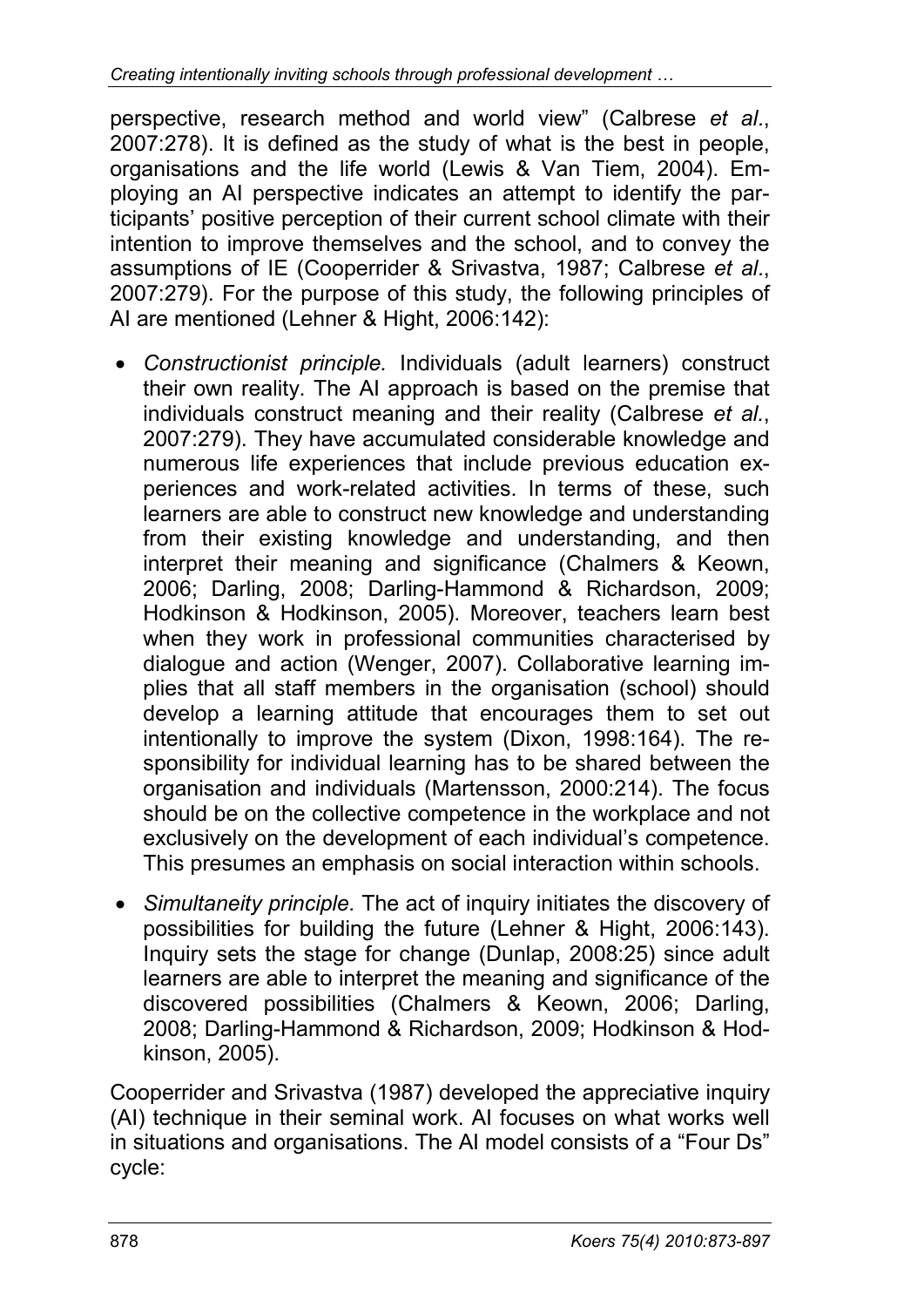perspective, research method and world view" (Calbrese *et al*., 2007:278). It is defined as the study of what is the best in people, organisations and the life world (Lewis & Van Tiem, 2004). Employing an AI perspective indicates an attempt to identify the participants' positive perception of their current school climate with their intention to improve themselves and the school, and to convey the assumptions of IE (Cooperrider & Srivastva, 1987; Calbrese *et al*., 2007:279). For the purpose of this study, the following principles of AI are mentioned (Lehner & Hight, 2006:142):

- *Constructionist principle.* Individuals (adult learners) construct their own reality. The AI approach is based on the premise that individuals construct meaning and their reality (Calbrese *et al.*, 2007:279). They have accumulated considerable knowledge and numerous life experiences that include previous education experiences and work-related activities. In terms of these, such learners are able to construct new knowledge and understanding from their existing knowledge and understanding, and then interpret their meaning and significance (Chalmers & Keown, 2006; Darling, 2008; Darling-Hammond & Richardson, 2009; Hodkinson & Hodkinson, 2005). Moreover, teachers learn best when they work in professional communities characterised by dialogue and action (Wenger, 2007). Collaborative learning implies that all staff members in the organisation (school) should develop a learning attitude that encourages them to set out intentionally to improve the system (Dixon, 1998:164). The responsibility for individual learning has to be shared between the organisation and individuals (Martensson, 2000:214). The focus should be on the collective competence in the workplace and not exclusively on the development of each individual's competence. This presumes an emphasis on social interaction within schools.
- *Simultaneity principle.* The act of inquiry initiates the discovery of possibilities for building the future (Lehner & Hight, 2006:143). Inquiry sets the stage for change (Dunlap, 2008:25) since adult learners are able to interpret the meaning and significance of the discovered possibilities (Chalmers & Keown, 2006; Darling, 2008; Darling-Hammond & Richardson, 2009; Hodkinson & Hodkinson, 2005).

Cooperrider and Srivastva (1987) developed the appreciative inquiry (AI) technique in their seminal work. AI focuses on what works well in situations and organisations. The AI model consists of a "Four Ds" cycle: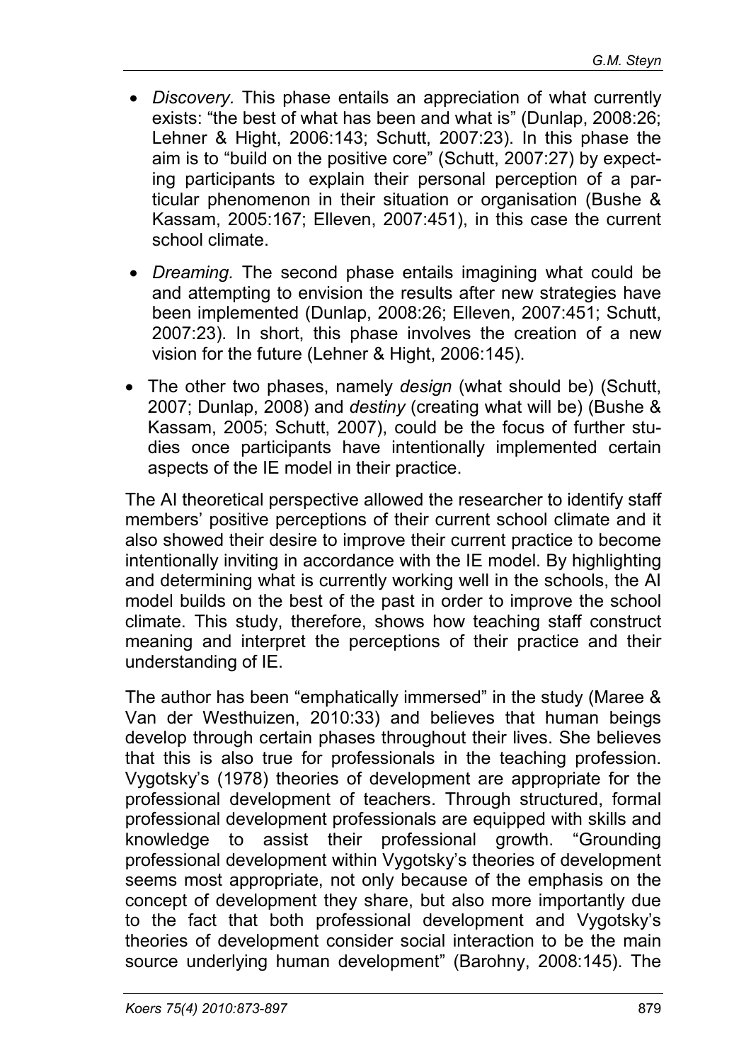- *Discovery.* This phase entails an appreciation of what currently exists: "the best of what has been and what is" (Dunlap, 2008:26; Lehner & Hight, 2006:143; Schutt, 2007:23). In this phase the aim is to "build on the positive core" (Schutt, 2007:27) by expecting participants to explain their personal perception of a particular phenomenon in their situation or organisation (Bushe & Kassam, 2005:167; Elleven, 2007:451), in this case the current school climate.
- *Dreaming.* The second phase entails imagining what could be and attempting to envision the results after new strategies have been implemented (Dunlap, 2008:26; Elleven, 2007:451; Schutt, 2007:23). In short, this phase involves the creation of a new vision for the future (Lehner & Hight, 2006:145).
- The other two phases, namely *design* (what should be) (Schutt, 2007; Dunlap, 2008) and *destiny* (creating what will be) (Bushe & Kassam, 2005; Schutt, 2007), could be the focus of further studies once participants have intentionally implemented certain aspects of the IE model in their practice.

The AI theoretical perspective allowed the researcher to identify staff members' positive perceptions of their current school climate and it also showed their desire to improve their current practice to become intentionally inviting in accordance with the IE model. By highlighting and determining what is currently working well in the schools, the AI model builds on the best of the past in order to improve the school climate. This study, therefore, shows how teaching staff construct meaning and interpret the perceptions of their practice and their understanding of IE.

The author has been "emphatically immersed" in the study (Maree & Van der Westhuizen, 2010:33) and believes that human beings develop through certain phases throughout their lives. She believes that this is also true for professionals in the teaching profession. Vygotsky's (1978) theories of development are appropriate for the professional development of teachers. Through structured, formal professional development professionals are equipped with skills and knowledge to assist their professional growth. "Grounding professional development within Vygotsky's theories of development seems most appropriate, not only because of the emphasis on the concept of development they share, but also more importantly due to the fact that both professional development and Vygotsky's theories of development consider social interaction to be the main source underlying human development" (Barohny, 2008:145). The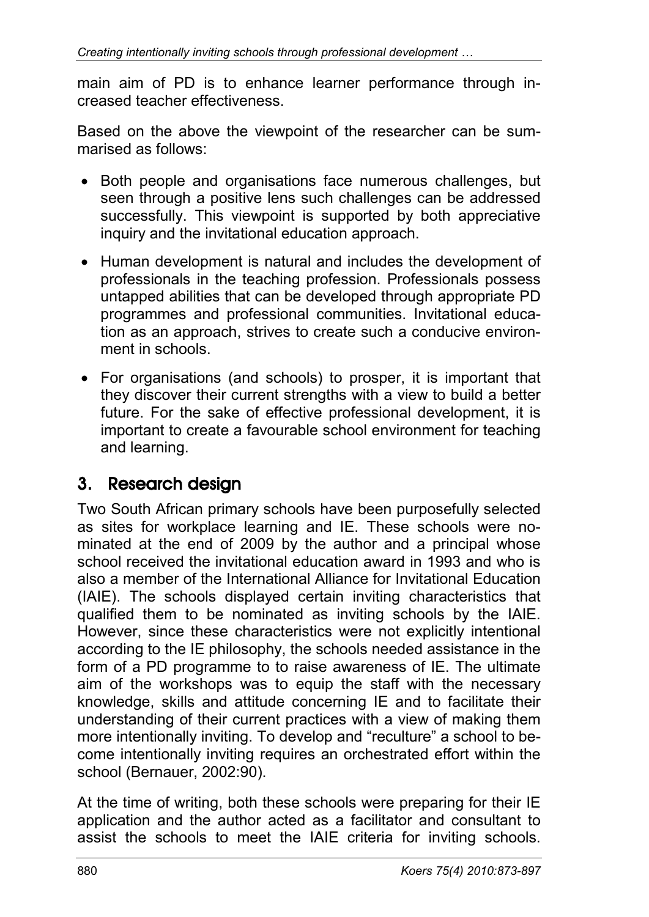main aim of PD is to enhance learner performance through increased teacher effectiveness.

Based on the above the viewpoint of the researcher can be summarised as follows:

- Both people and organisations face numerous challenges, but seen through a positive lens such challenges can be addressed successfully. This viewpoint is supported by both appreciative inquiry and the invitational education approach.
- Human development is natural and includes the development of professionals in the teaching profession. Professionals possess untapped abilities that can be developed through appropriate PD programmes and professional communities. Invitational education as an approach, strives to create such a conducive environment in schools.
- For organisations (and schools) to prosper, it is important that they discover their current strengths with a view to build a better future. For the sake of effective professional development, it is important to create a favourable school environment for teaching and learning.

## 3. Research design

Two South African primary schools have been purposefully selected as sites for workplace learning and IE. These schools were nominated at the end of 2009 by the author and a principal whose school received the invitational education award in 1993 and who is also a member of the International Alliance for Invitational Education (IAIE). The schools displayed certain inviting characteristics that qualified them to be nominated as inviting schools by the IAIE. However, since these characteristics were not explicitly intentional according to the IE philosophy, the schools needed assistance in the form of a PD programme to to raise awareness of IE. The ultimate aim of the workshops was to equip the staff with the necessary knowledge, skills and attitude concerning IE and to facilitate their understanding of their current practices with a view of making them more intentionally inviting. To develop and "reculture" a school to become intentionally inviting requires an orchestrated effort within the school (Bernauer, 2002:90).

At the time of writing, both these schools were preparing for their IE application and the author acted as a facilitator and consultant to assist the schools to meet the IAIE criteria for inviting schools.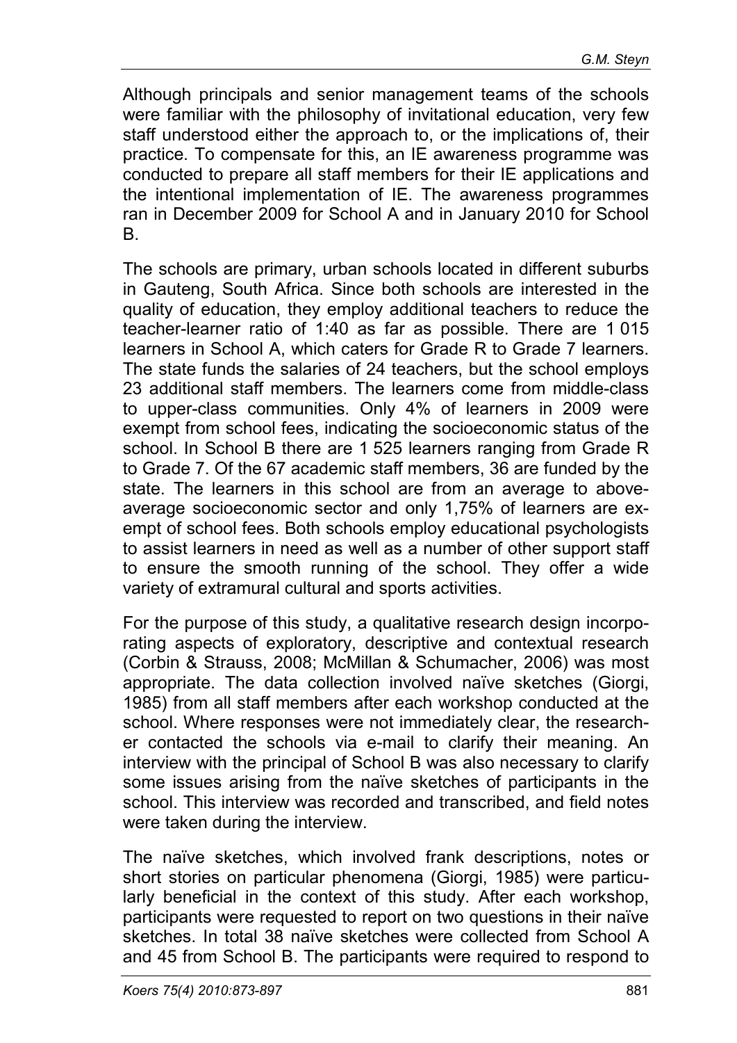Although principals and senior management teams of the schools were familiar with the philosophy of invitational education, very few staff understood either the approach to, or the implications of, their practice. To compensate for this, an IE awareness programme was conducted to prepare all staff members for their IE applications and the intentional implementation of IE. The awareness programmes ran in December 2009 for School A and in January 2010 for School B.

The schools are primary, urban schools located in different suburbs in Gauteng, South Africa. Since both schools are interested in the quality of education, they employ additional teachers to reduce the teacher-learner ratio of 1:40 as far as possible. There are 1 015 learners in School A, which caters for Grade R to Grade 7 learners. The state funds the salaries of 24 teachers, but the school employs 23 additional staff members. The learners come from middle-class to upper-class communities. Only 4% of learners in 2009 were exempt from school fees, indicating the socioeconomic status of the school. In School B there are 1 525 learners ranging from Grade R to Grade 7. Of the 67 academic staff members, 36 are funded by the state. The learners in this school are from an average to above-average socioeconomic sector and only 1,75% of learners are exempt of school fees. Both schools employ educational psychologists to assist learners in need as well as a number of other support staff to ensure the smooth running of the school. They offer a wide variety of extramural cultural and sports activities.

For the purpose of this study, a qualitative research design incorporating aspects of exploratory, descriptive and contextual research (Corbin & Strauss, 2008; McMillan & Schumacher, 2006) was most appropriate. The data collection involved naïve sketches (Giorgi, 1985) from all staff members after each workshop conducted at the school. Where responses were not immediately clear, the researcher contacted the schools via e-mail to clarify their meaning. An interview with the principal of School B was also necessary to clarify some issues arising from the naïve sketches of participants in the school. This interview was recorded and transcribed, and field notes were taken during the interview.

The naïve sketches, which involved frank descriptions, notes or short stories on particular phenomena (Giorgi, 1985) were particularly beneficial in the context of this study. After each workshop, participants were requested to report on two questions in their naïve sketches. In total 38 naïve sketches were collected from School A and 45 from School B. The participants were required to respond to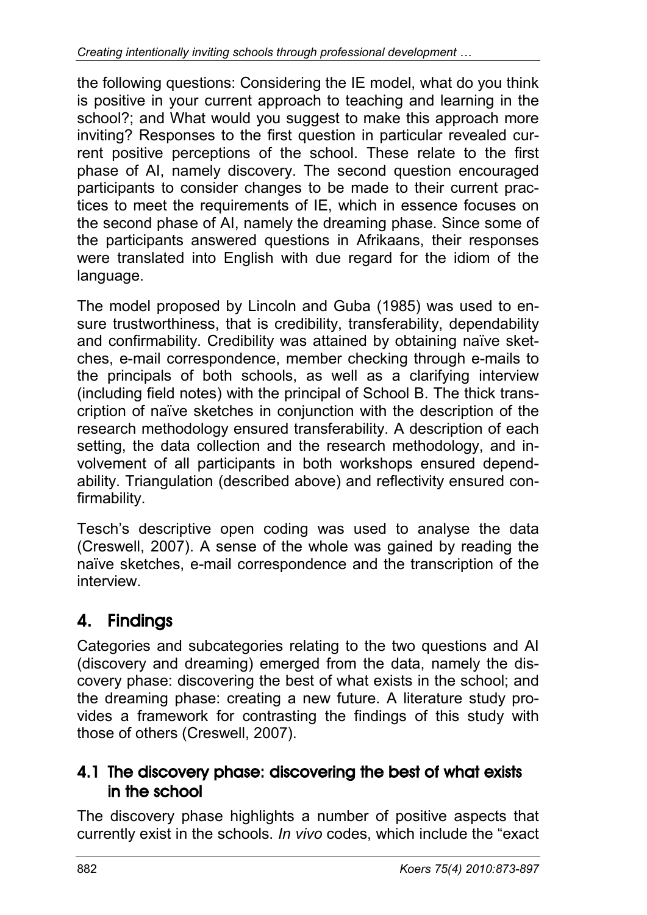the following questions: Considering the IE model, what do you think is positive in your current approach to teaching and learning in the school?; and What would you suggest to make this approach more inviting? Responses to the first question in particular revealed current positive perceptions of the school. These relate to the first phase of AI, namely discovery. The second question encouraged participants to consider changes to be made to their current practices to meet the requirements of IE, which in essence focuses on the second phase of AI, namely the dreaming phase. Since some of the participants answered questions in Afrikaans, their responses were translated into English with due regard for the idiom of the language.

The model proposed by Lincoln and Guba (1985) was used to ensure trustworthiness, that is credibility, transferability, dependability and confirmability. Credibility was attained by obtaining naïve sketches, e-mail correspondence, member checking through e-mails to the principals of both schools, as well as a clarifying interview (including field notes) with the principal of School B. The thick transcription of naïve sketches in conjunction with the description of the research methodology ensured transferability. A description of each setting, the data collection and the research methodology, and involvement of all participants in both workshops ensured dependability. Triangulation (described above) and reflectivity ensured confirmability.

Tesch's descriptive open coding was used to analyse the data (Creswell, 2007). A sense of the whole was gained by reading the naïve sketches, e-mail correspondence and the transcription of the interview.

## 4. Findings

Categories and subcategories relating to the two questions and AI (discovery and dreaming) emerged from the data, namely the discovery phase: discovering the best of what exists in the school; and the dreaming phase: creating a new future. A literature study provides a framework for contrasting the findings of this study with those of others (Creswell, 2007).

### 4.1 The discovery phase: discovering the best of what exists in the school

The discovery phase highlights a number of positive aspects that currently exist in the schools. *In vivo* codes, which include the "exact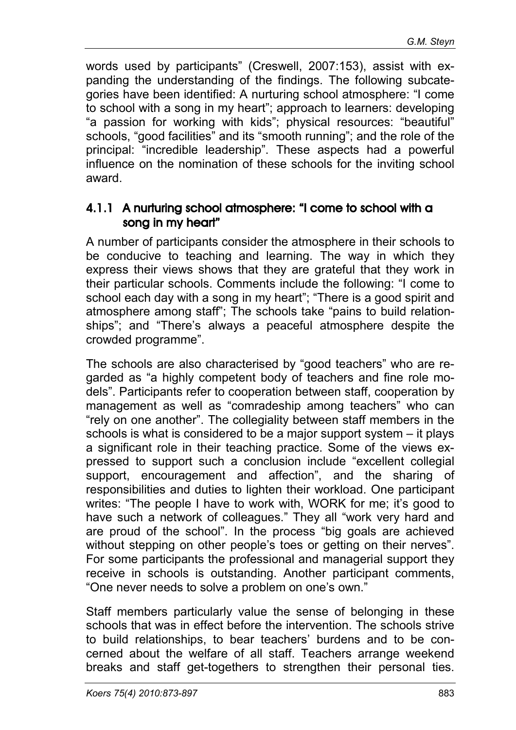words used by participants" (Creswell, 2007:153), assist with expanding the understanding of the findings. The following subcategories have been identified: A nurturing school atmosphere: "I come to school with a song in my heart"; approach to learners: developing "a passion for working with kids"; physical resources: "beautiful" schools, "good facilities" and its "smooth running"; and the role of the principal: "incredible leadership". These aspects had a powerful influence on the nomination of these schools for the inviting school award.

### 4.1.1 A nurturing school atmosphere: "I come to school with a song in my heart"

A number of participants consider the atmosphere in their schools to be conducive to teaching and learning. The way in which they express their views shows that they are grateful that they work in their particular schools. Comments include the following: "I come to school each day with a song in my heart"; "There is a good spirit and atmosphere among staff"; The schools take "pains to build relationships"; and "There's always a peaceful atmosphere despite the crowded programme".

The schools are also characterised by "good teachers" who are regarded as "a highly competent body of teachers and fine role models". Participants refer to cooperation between staff, cooperation by management as well as "comradeship among teachers" who can "rely on one another". The collegiality between staff members in the schools is what is considered to be a major support system – it plays a significant role in their teaching practice. Some of the views expressed to support such a conclusion include "excellent collegial support, encouragement and affection", and the sharing of responsibilities and duties to lighten their workload. One participant writes: "The people I have to work with, WORK for me; it's good to have such a network of colleagues." They all "work very hard and are proud of the school". In the process "big goals are achieved without stepping on other people's toes or getting on their nerves". For some participants the professional and managerial support they receive in schools is outstanding. Another participant comments, "One never needs to solve a problem on one's own."

Staff members particularly value the sense of belonging in these schools that was in effect before the intervention. The schools strive to build relationships, to bear teachers' burdens and to be concerned about the welfare of all staff. Teachers arrange weekend breaks and staff get-togethers to strengthen their personal ties.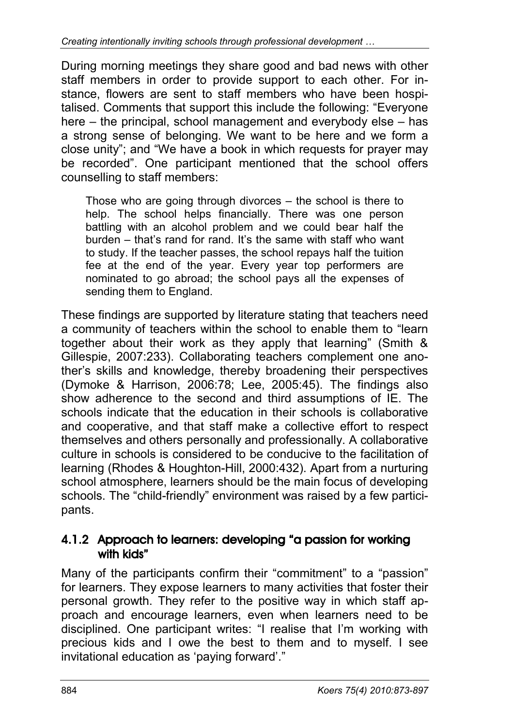During morning meetings they share good and bad news with other staff members in order to provide support to each other. For instance, flowers are sent to staff members who have been hospitalised. Comments that support this include the following: "Everyone here – the principal, school management and everybody else – has a strong sense of belonging. We want to be here and we form a close unity"; and "We have a book in which requests for prayer may be recorded". One participant mentioned that the school offers counselling to staff members:

> Those who are going through divorces – the school is there to help. The school helps financially. There was one person battling with an alcohol problem and we could bear half the burden – that's rand for rand. It's the same with staff who want to study. If the teacher passes, the school repays half the tuition fee at the end of the year. Every year top performers are nominated to go abroad; the school pays all the expenses of sending them to England.

These findings are supported by literature stating that teachers need a community of teachers within the school to enable them to "learn together about their work as they apply that learning" (Smith & Gillespie, 2007:233). Collaborating teachers complement one another's skills and knowledge, thereby broadening their perspectives (Dymoke & Harrison, 2006:78; Lee, 2005:45). The findings also show adherence to the second and third assumptions of IE. The schools indicate that the education in their schools is collaborative and cooperative, and that staff make a collective effort to respect themselves and others personally and professionally. A collaborative culture in schools is considered to be conducive to the facilitation of learning (Rhodes & Houghton-Hill, 2000:432). Apart from a nurturing school atmosphere, learners should be the main focus of developing schools. The "child-friendly" environment was raised by a few participants.

#### 4.1.2 Approach to learners: developing "a passion for working with kids"

Many of the participants confirm their "commitment" to a "passion" for learners. They expose learners to many activities that foster their personal growth. They refer to the positive way in which staff approach and encourage learners, even when learners need to be disciplined. One participant writes: "I realise that I'm working with precious kids and I owe the best to them and to myself. I see invitational education as 'paying forward'."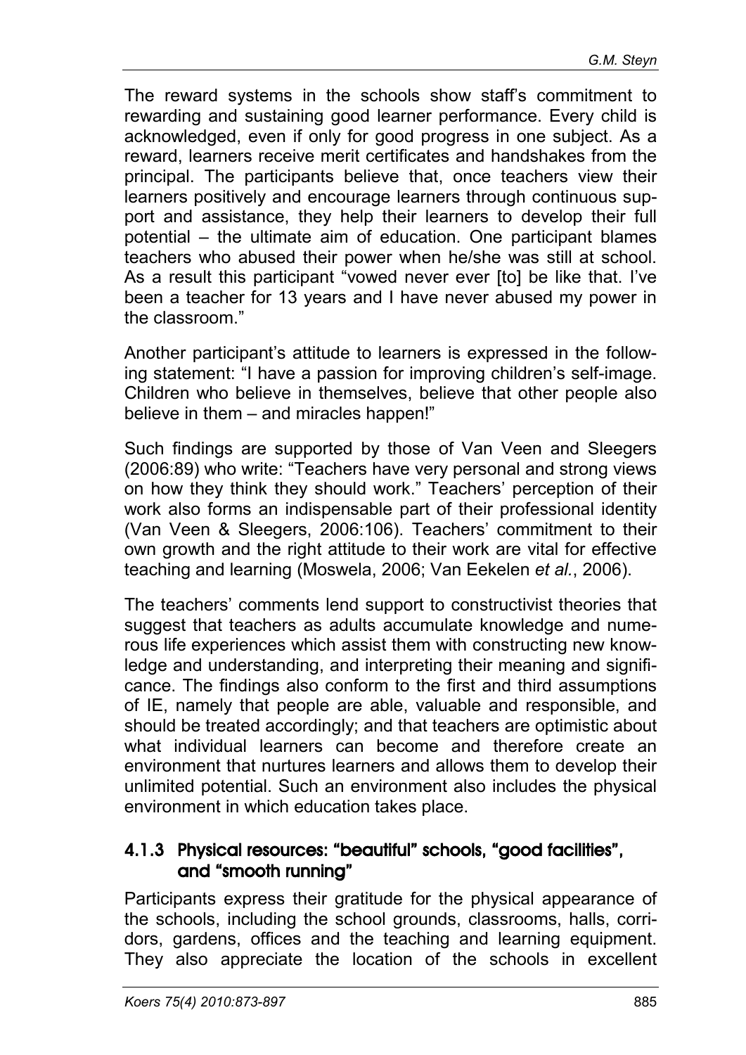The reward systems in the schools show staff's commitment to rewarding and sustaining good learner performance. Every child is acknowledged, even if only for good progress in one subject. As a reward, learners receive merit certificates and handshakes from the principal. The participants believe that, once teachers view their learners positively and encourage learners through continuous support and assistance, they help their learners to develop their full potential – the ultimate aim of education. One participant blames teachers who abused their power when he/she was still at school. As a result this participant "vowed never ever [to] be like that. I've been a teacher for 13 years and I have never abused my power in the classroom."

Another participant's attitude to learners is expressed in the following statement: "I have a passion for improving children's self-image. Children who believe in themselves, believe that other people also believe in them – and miracles happen!"

Such findings are supported by those of Van Veen and Sleegers (2006:89) who write: "Teachers have very personal and strong views on how they think they should work." Teachers' perception of their work also forms an indispensable part of their professional identity (Van Veen & Sleegers, 2006:106). Teachers' commitment to their own growth and the right attitude to their work are vital for effective teaching and learning (Moswela, 2006; Van Eekelen *et al.*, 2006).

The teachers' comments lend support to constructivist theories that suggest that teachers as adults accumulate knowledge and numerous life experiences which assist them with constructing new knowledge and understanding, and interpreting their meaning and significance. The findings also conform to the first and third assumptions of IE, namely that people are able, valuable and responsible, and should be treated accordingly; and that teachers are optimistic about what individual learners can become and therefore create an environment that nurtures learners and allows them to develop their unlimited potential. Such an environment also includes the physical environment in which education takes place.

#### 4.1.3 Physical resources: "beautiful" schools, "good facilities", and "smooth running"

Participants express their gratitude for the physical appearance of the schools, including the school grounds, classrooms, halls, corridors, gardens, offices and the teaching and learning equipment. They also appreciate the location of the schools in excellent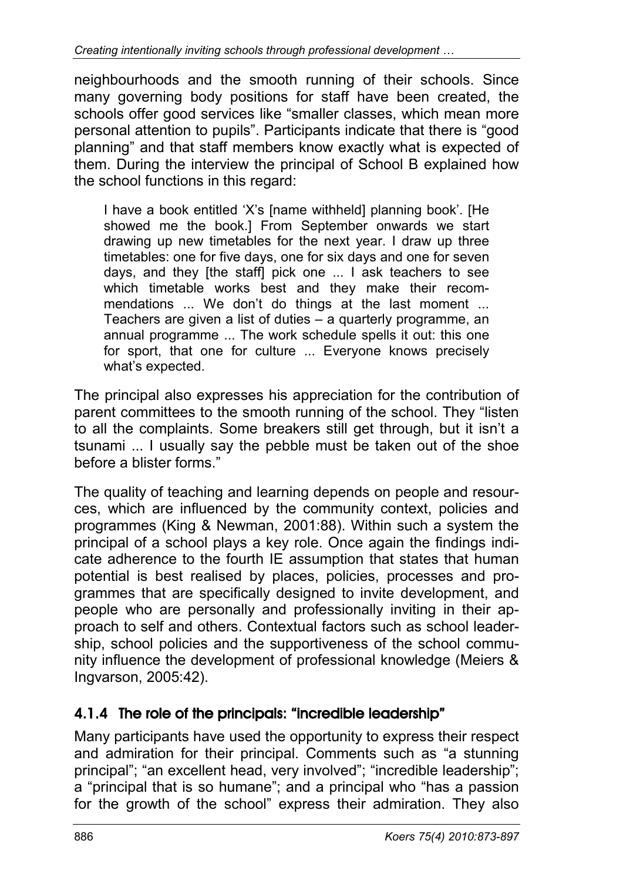neighbourhoods and the smooth running of their schools. Since many governing body positions for staff have been created, the schools offer good services like "smaller classes, which mean more personal attention to pupils". Participants indicate that there is "good planning" and that staff members know exactly what is expected of them. During the interview the principal of School B explained how the school functions in this regard:

> I have a book entitled 'X's [name withheld] planning book'. [He showed me the book.] From September onwards we start drawing up new timetables for the next year. I draw up three timetables: one for five days, one for six days and one for seven days, and they [the staff] pick one ... I ask teachers to see which timetable works best and they make their recommendations ... We don't do things at the last moment ... Teachers are given a list of duties – a quarterly programme, an annual programme ... The work schedule spells it out: this one for sport, that one for culture ... Everyone knows precisely what's expected.

The principal also expresses his appreciation for the contribution of parent committees to the smooth running of the school. They "listen to all the complaints. Some breakers still get through, but it isn't a tsunami ... I usually say the pebble must be taken out of the shoe before a blister forms."

The quality of teaching and learning depends on people and resources, which are influenced by the community context, policies and programmes (King & Newman, 2001:88). Within such a system the principal of a school plays a key role. Once again the findings indicate adherence to the fourth IE assumption that states that human potential is best realised by places, policies, processes and programmes that are specifically designed to invite development, and people who are personally and professionally inviting in their approach to self and others. Contextual factors such as school leadership, school policies and the supportiveness of the school community influence the development of professional knowledge (Meiers & Ingvarson, 2005:42).

#### 4.1.4 The role of the principals: "incredible leadership"

Many participants have used the opportunity to express their respect and admiration for their principal. Comments such as "a stunning principal"; "an excellent head, very involved"; "incredible leadership"; a "principal that is so humane"; and a principal who "has a passion for the growth of the school" express their admiration. They also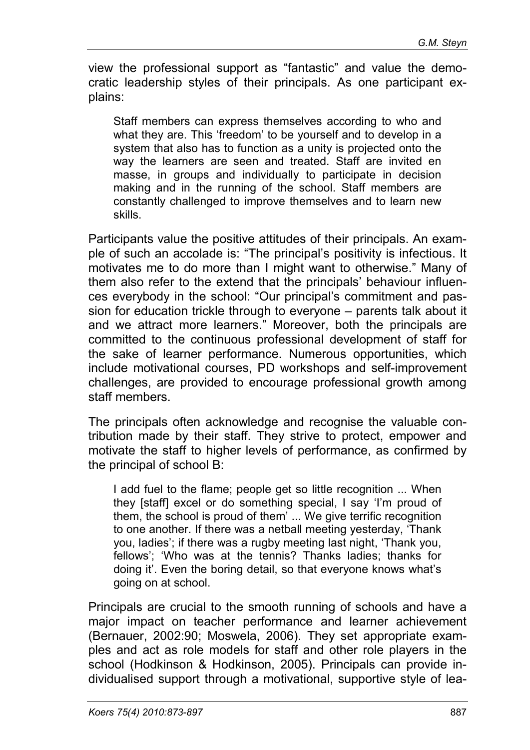view the professional support as "fantastic" and value the democratic leadership styles of their principals. As one participant explains:

> Staff members can express themselves according to who and what they are. This 'freedom' to be yourself and to develop in a system that also has to function as a unity is projected onto the way the learners are seen and treated. Staff are invited en masse, in groups and individually to participate in decision making and in the running of the school. Staff members are constantly challenged to improve themselves and to learn new skills.

Participants value the positive attitudes of their principals. An example of such an accolade is: "The principal's positivity is infectious. It motivates me to do more than I might want to otherwise." Many of them also refer to the extend that the principals' behaviour influences everybody in the school: "Our principal's commitment and passion for education trickle through to everyone – parents talk about it and we attract more learners." Moreover, both the principals are committed to the continuous professional development of staff for the sake of learner performance. Numerous opportunities, which include motivational courses, PD workshops and self-improvement challenges, are provided to encourage professional growth among staff members.

The principals often acknowledge and recognise the valuable contribution made by their staff. They strive to protect, empower and motivate the staff to higher levels of performance, as confirmed by the principal of school B:

> I add fuel to the flame; people get so little recognition ... When they [staff] excel or do something special, I say 'I'm proud of them, the school is proud of them' ... We give terrific recognition to one another. If there was a netball meeting yesterday, 'Thank you, ladies'; if there was a rugby meeting last night, 'Thank you, fellows'; 'Who was at the tennis? Thanks ladies; thanks for doing it'. Even the boring detail, so that everyone knows what's going on at school.

Principals are crucial to the smooth running of schools and have a major impact on teacher performance and learner achievement (Bernauer, 2002:90; Moswela, 2006). They set appropriate examples and act as role models for staff and other role players in the school (Hodkinson & Hodkinson, 2005). Principals can provide individualised support through a motivational, supportive style of lea-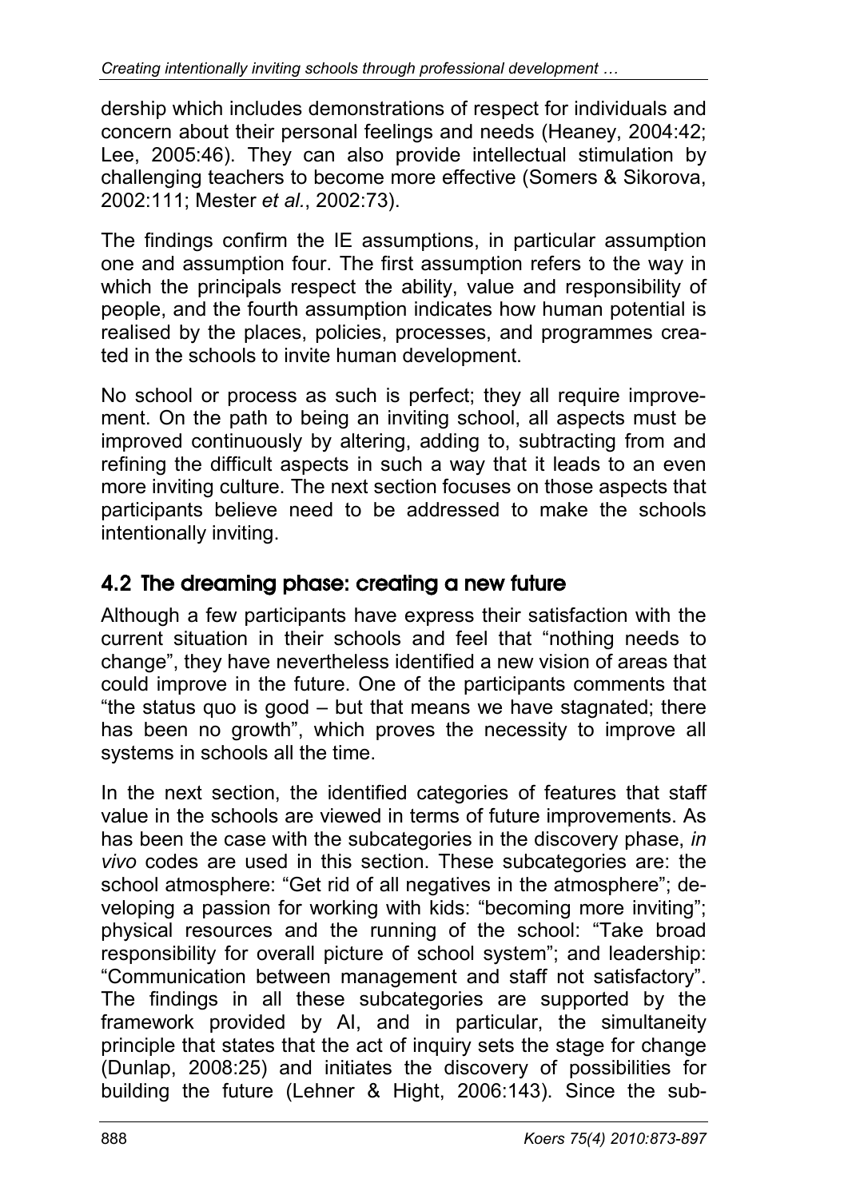dership which includes demonstrations of respect for individuals and concern about their personal feelings and needs (Heaney, 2004:42; Lee, 2005:46). They can also provide intellectual stimulation by challenging teachers to become more effective (Somers & Sikorova, 2002:111; Mester *et al.*, 2002:73).

The findings confirm the IE assumptions, in particular assumption one and assumption four. The first assumption refers to the way in which the principals respect the ability, value and responsibility of people, and the fourth assumption indicates how human potential is realised by the places, policies, processes, and programmes created in the schools to invite human development.

No school or process as such is perfect; they all require improvement. On the path to being an inviting school, all aspects must be improved continuously by altering, adding to, subtracting from and refining the difficult aspects in such a way that it leads to an even more inviting culture. The next section focuses on those aspects that participants believe need to be addressed to make the schools intentionally inviting.

## 4.2 The dreaming phase: creating a new future

Although a few participants have express their satisfaction with the current situation in their schools and feel that "nothing needs to change", they have nevertheless identified a new vision of areas that could improve in the future. One of the participants comments that "the status quo is good – but that means we have stagnated; there has been no growth", which proves the necessity to improve all systems in schools all the time.

In the next section, the identified categories of features that staff value in the schools are viewed in terms of future improvements. As has been the case with the subcategories in the discovery phase, *in vivo* codes are used in this section. These subcategories are: the school atmosphere: "Get rid of all negatives in the atmosphere"; developing a passion for working with kids: "becoming more inviting"; physical resources and the running of the school: "Take broad responsibility for overall picture of school system"; and leadership: "Communication between management and staff not satisfactory". The findings in all these subcategories are supported by the framework provided by AI, and in particular, the simultaneity principle that states that the act of inquiry sets the stage for change (Dunlap, 2008:25) and initiates the discovery of possibilities for building the future (Lehner & Hight, 2006:143). Since the sub-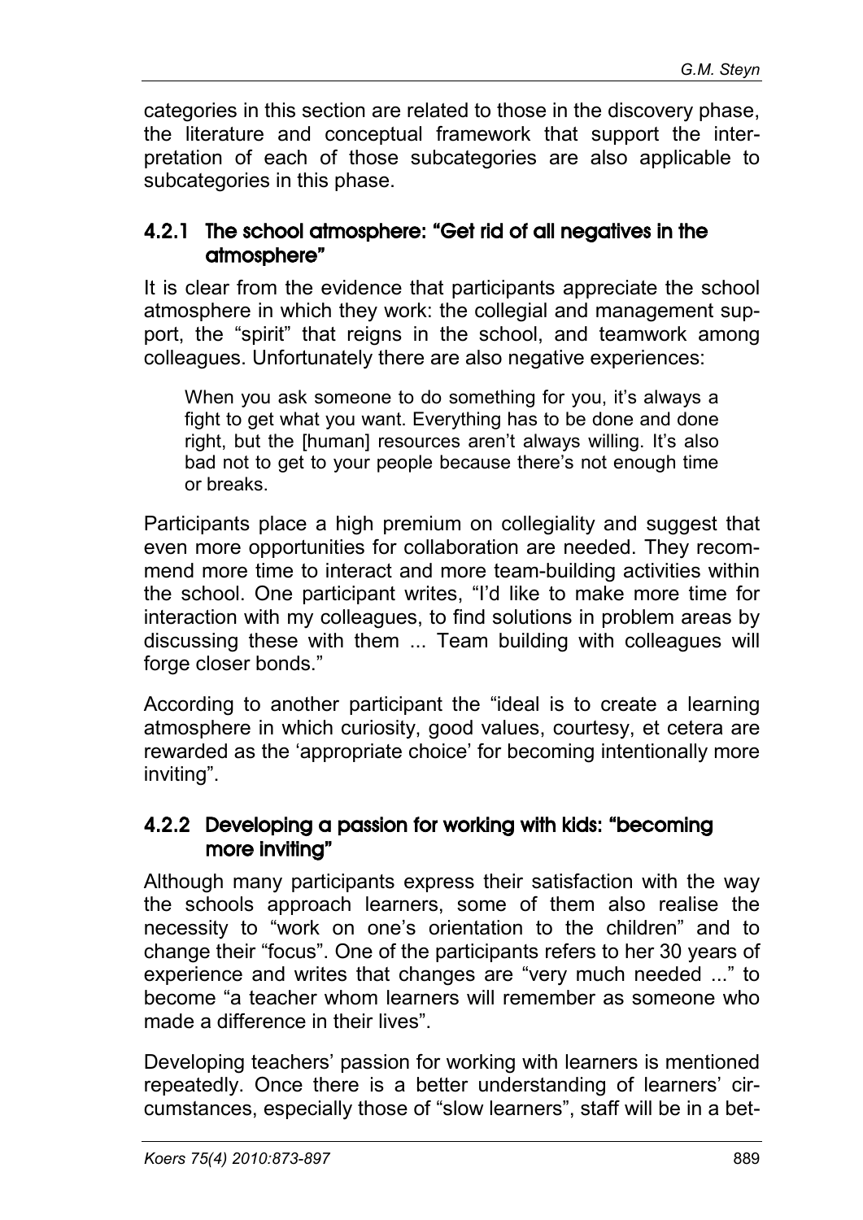categories in this section are related to those in the discovery phase, the literature and conceptual framework that support the interpretation of each of those subcategories are also applicable to subcategories in this phase.

### 4.2.1 The school atmosphere: "Get rid of all negatives in the atmosphere"

It is clear from the evidence that participants appreciate the school atmosphere in which they work: the collegial and management support, the "spirit" that reigns in the school, and teamwork among colleagues. Unfortunately there are also negative experiences:

> When you ask someone to do something for you, it's always a fight to get what you want. Everything has to be done and done right, but the [human] resources aren't always willing. It's also bad not to get to your people because there's not enough time or breaks.

Participants place a high premium on collegiality and suggest that even more opportunities for collaboration are needed. They recommend more time to interact and more team-building activities within the school. One participant writes, "I'd like to make more time for interaction with my colleagues, to find solutions in problem areas by discussing these with them ... Team building with colleagues will forge closer bonds."

According to another participant the "ideal is to create a learning atmosphere in which curiosity, good values, courtesy, et cetera are rewarded as the 'appropriate choice' for becoming intentionally more inviting".

### 4.2.2 Developing a passion for working with kids: "becoming more inviting"

Although many participants express their satisfaction with the way the schools approach learners, some of them also realise the necessity to "work on one's orientation to the children" and to change their "focus". One of the participants refers to her 30 years of experience and writes that changes are "very much needed ..." to become "a teacher whom learners will remember as someone who made a difference in their lives".

Developing teachers' passion for working with learners is mentioned repeatedly. Once there is a better understanding of learners' circumstances, especially those of "slow learners", staff will be in a bet-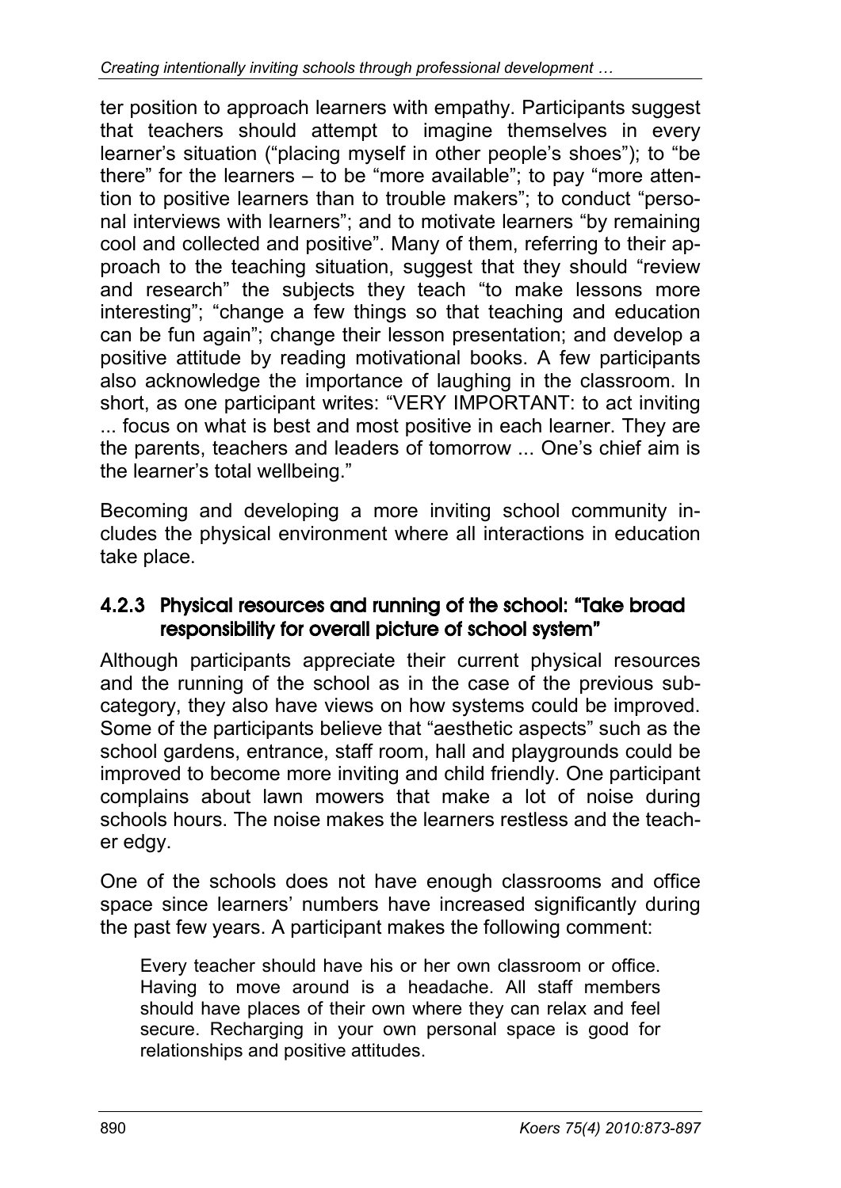ter position to approach learners with empathy. Participants suggest that teachers should attempt to imagine themselves in every learner's situation ("placing myself in other people's shoes"); to "be there" for the learners – to be "more available"; to pay "more attention to positive learners than to trouble makers"; to conduct "personal interviews with learners"; and to motivate learners "by remaining cool and collected and positive". Many of them, referring to their approach to the teaching situation, suggest that they should "review and research" the subjects they teach "to make lessons more interesting"; "change a few things so that teaching and education can be fun again"; change their lesson presentation; and develop a positive attitude by reading motivational books. A few participants also acknowledge the importance of laughing in the classroom. In short, as one participant writes: "VERY IMPORTANT: to act inviting ... focus on what is best and most positive in each learner. They are the parents, teachers and leaders of tomorrow ... One's chief aim is the learner's total wellbeing."

Becoming and developing a more inviting school community includes the physical environment where all interactions in education take place.

### 4.2.3 Physical resources and running of the school: "Take broad responsibility for overall picture of school system"

Although participants appreciate their current physical resources and the running of the school as in the case of the previous subcategory, they also have views on how systems could be improved. Some of the participants believe that "aesthetic aspects" such as the school gardens, entrance, staff room, hall and playgrounds could be improved to become more inviting and child friendly. One participant complains about lawn mowers that make a lot of noise during schools hours. The noise makes the learners restless and the teacher edgy.

One of the schools does not have enough classrooms and office space since learners' numbers have increased significantly during the past few years. A participant makes the following comment:

> Every teacher should have his or her own classroom or office. Having to move around is a headache. All staff members should have places of their own where they can relax and feel secure. Recharging in your own personal space is good for relationships and positive attitudes.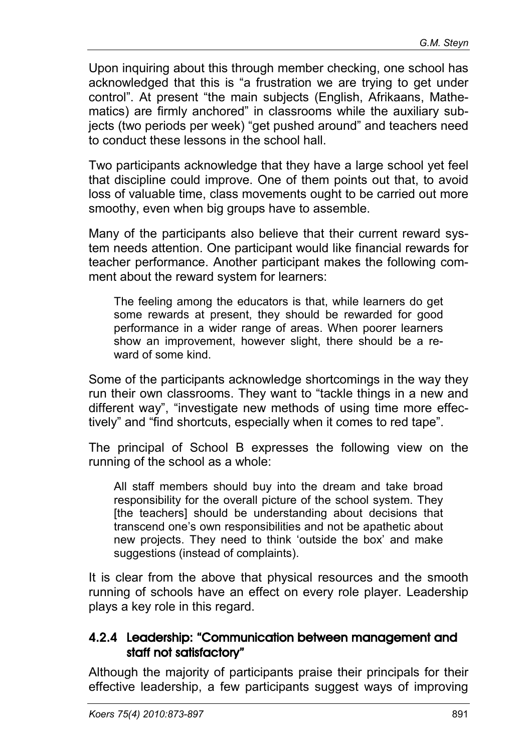Upon inquiring about this through member checking, one school has acknowledged that this is "a frustration we are trying to get under control". At present "the main subjects (English, Afrikaans, Mathematics) are firmly anchored" in classrooms while the auxiliary subjects (two periods per week) "get pushed around" and teachers need to conduct these lessons in the school hall.

Two participants acknowledge that they have a large school yet feel that discipline could improve. One of them points out that, to avoid loss of valuable time, class movements ought to be carried out more smoothy, even when big groups have to assemble.

Many of the participants also believe that their current reward system needs attention. One participant would like financial rewards for teacher performance. Another participant makes the following comment about the reward system for learners:

> The feeling among the educators is that, while learners do get some rewards at present, they should be rewarded for good performance in a wider range of areas. When poorer learners show an improvement, however slight, there should be a reward of some kind.

Some of the participants acknowledge shortcomings in the way they run their own classrooms. They want to "tackle things in a new and different way", "investigate new methods of using time more effectively" and "find shortcuts, especially when it comes to red tape".

The principal of School B expresses the following view on the running of the school as a whole:

> All staff members should buy into the dream and take broad responsibility for the overall picture of the school system. They [the teachers] should be understanding about decisions that transcend one's own responsibilities and not be apathetic about new projects. They need to think 'outside the box' and make suggestions (instead of complaints).

It is clear from the above that physical resources and the smooth running of schools have an effect on every role player. Leadership plays a key role in this regard.

#### 4.2.4 Leadership: "Communication between management and staff not satisfactory"

Although the majority of participants praise their principals for their effective leadership, a few participants suggest ways of improving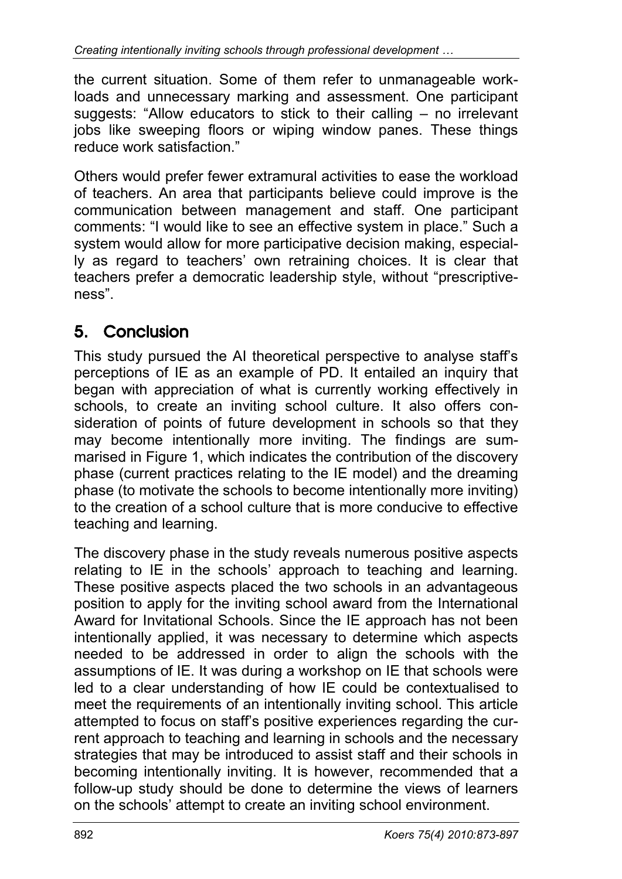the current situation. Some of them refer to unmanageable workloads and unnecessary marking and assessment. One participant suggests: "Allow educators to stick to their calling – no irrelevant jobs like sweeping floors or wiping window panes. These things reduce work satisfaction."

Others would prefer fewer extramural activities to ease the workload of teachers. An area that participants believe could improve is the communication between management and staff. One participant comments: "I would like to see an effective system in place." Such a system would allow for more participative decision making, especially as regard to teachers' own retraining choices. It is clear that teachers prefer a democratic leadership style, without "prescriptiveness".

## 5. Conclusion

This study pursued the AI theoretical perspective to analyse staff's perceptions of IE as an example of PD. It entailed an inquiry that began with appreciation of what is currently working effectively in schools, to create an inviting school culture. It also offers consideration of points of future development in schools so that they may become intentionally more inviting. The findings are summarised in Figure 1, which indicates the contribution of the discovery phase (current practices relating to the IE model) and the dreaming phase (to motivate the schools to become intentionally more inviting) to the creation of a school culture that is more conducive to effective teaching and learning.

The discovery phase in the study reveals numerous positive aspects relating to IE in the schools' approach to teaching and learning. These positive aspects placed the two schools in an advantageous position to apply for the inviting school award from the International Award for Invitational Schools. Since the IE approach has not been intentionally applied, it was necessary to determine which aspects needed to be addressed in order to align the schools with the assumptions of IE. It was during a workshop on IE that schools were led to a clear understanding of how IE could be contextualised to meet the requirements of an intentionally inviting school. This article attempted to focus on staff's positive experiences regarding the current approach to teaching and learning in schools and the necessary strategies that may be introduced to assist staff and their schools in becoming intentionally inviting. It is however, recommended that a follow-up study should be done to determine the views of learners on the schools' attempt to create an inviting school environment.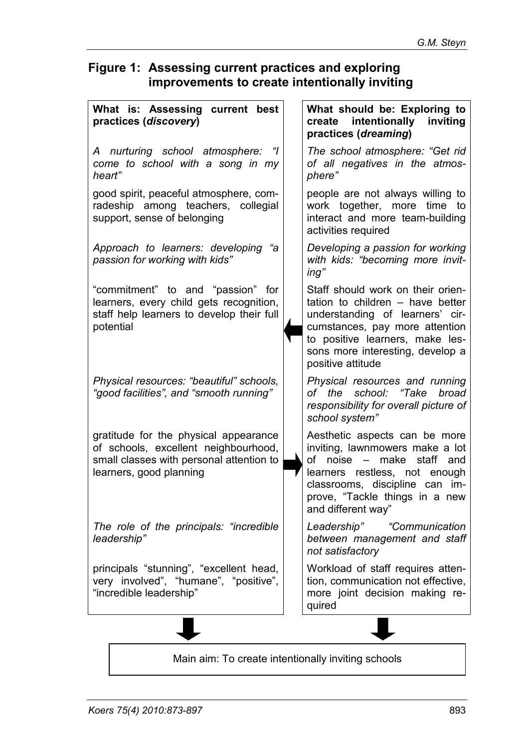## Figure 1: Assessing current practices and exploring improvements to create intentionally inviting

| **What is: Assessing current best practices (*discovery*)** | **What should be: Exploring to create intentionally inviting practices (*dreaming*)** |
|---|---|
| *A nurturing school atmosphere: "I come to school with a song in my heart"* | *The school atmosphere: "Get rid of all negatives in the atmosphere"* |
| good spirit, peaceful atmosphere, comradeship among teachers, collegial support, sense of belonging | people are not always willing to work together, more time to interact and more team-building activities required |
| *Approach to learners: developing "a passion for working with kids"* | *Developing a passion for working with kids: "becoming more inviting"* |
| "commitment" to and "passion" for learners, every child gets recognition, staff help learners to develop their full potential | Staff should work on their orientation to children – have better understanding of learners' circumstances, pay more attention to positive learners, make lessons more interesting, develop a positive attitude |
| *Physical resources: "beautiful" schools, "good facilities", and "smooth running"* | *Physical resources and running of the school: "Take broad responsibility for overall picture of school system"* |
| gratitude for the physical appearance of schools, excellent neighbourhood, small classes with personal attention to learners, good planning | Aesthetic aspects can be more inviting, lawnmowers make a lot of noise – make staff and learners restless, not enough classrooms, discipline can improve, "Tackle things in a new and different way" |
| *The role of the principals: "incredible leadership"* | *Leadership" "Communication between management and staff not satisfactory* |
| principals "stunning", "excellent head, very involved", "humane", "positive", "incredible leadership" | Workload of staff requires attention, communication not effective, more joint decision making required |

Main aim: To create intentionally inviting schools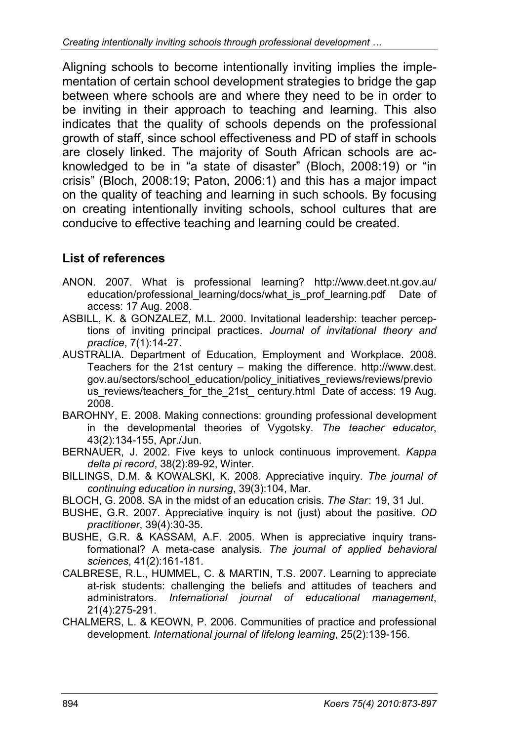Aligning schools to become intentionally inviting implies the implementation of certain school development strategies to bridge the gap between where schools are and where they need to be in order to be inviting in their approach to teaching and learning. This also indicates that the quality of schools depends on the professional growth of staff, since school effectiveness and PD of staff in schools are closely linked. The majority of South African schools are acknowledged to be in "a state of disaster" (Bloch, 2008:19) or "in crisis" (Bloch, 2008:19; Paton, 2006:1) and this has a major impact on the quality of teaching and learning in such schools. By focusing on creating intentionally inviting schools, school cultures that are conducive to effective teaching and learning could be created.

## List of references

ANON. 2007. What is professional learning? http://www.deet.nt.gov.au/education/professional_learning/docs/what_is_prof_learning.pdf Date of access: 17 Aug. 2008.

ASBILL, K. & GONZALEZ, M.L. 2000. Invitational leadership: teacher perceptions of inviting principal practices. *Journal of invitational theory and practice*, 7(1):14-27.

AUSTRALIA. Department of Education, Employment and Workplace. 2008. Teachers for the 21st century – making the difference. http://www.dest.gov.au/sectors/school_education/policy_initiatives_reviews/reviews/previous_reviews/teachers_for_the_21st_ century.html Date of access: 19 Aug. 2008.

BAROHNY, E. 2008. Making connections: grounding professional development in the developmental theories of Vygotsky. *The teacher educator*, 43(2):134-155, Apr./Jun.

BERNAUER, J. 2002. Five keys to unlock continuous improvement. *Kappa delta pi record*, 38(2):89-92, Winter.

BILLINGS, D.M. & KOWALSKI, K. 2008. Appreciative inquiry. *The journal of continuing education in nursing*, 39(3):104, Mar.

BLOCH, G. 2008. SA in the midst of an education crisis. *The Star*: 19, 31 Jul.

BUSHE, G.R. 2007. Appreciative inquiry is not (just) about the positive. *OD practitioner*, 39(4):30-35.

BUSHE, G.R. & KASSAM, A.F. 2005. When is appreciative inquiry transformational? A meta-case analysis. *The journal of applied behavioral sciences*, 41(2):161-181.

CALBRESE, R.L., HUMMEL, C. & MARTIN, T.S. 2007. Learning to appreciate at-risk students: challenging the beliefs and attitudes of teachers and administrators. *International journal of educational management*, 21(4):275-291.

CHALMERS, L. & KEOWN, P. 2006. Communities of practice and professional development. *International journal of lifelong learning*, 25(2):139-156.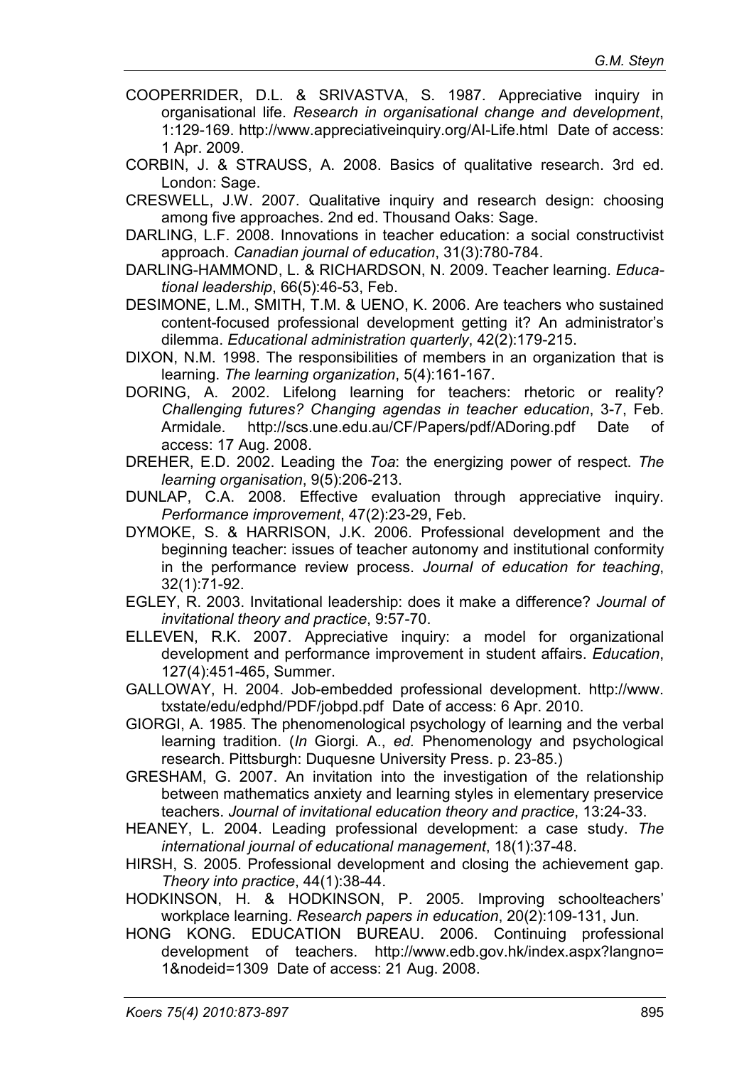COOPERRIDER, D.L. & SRIVASTVA, S. 1987. Appreciative inquiry in organisational life. *Research in organisational change and development*, 1:129-169. http://www.appreciativeinquiry.org/AI-Life.html Date of access: 1 Apr. 2009.

CORBIN, J. & STRAUSS, A. 2008. Basics of qualitative research. 3rd ed. London: Sage.

CRESWELL, J.W. 2007. Qualitative inquiry and research design: choosing among five approaches. 2nd ed. Thousand Oaks: Sage.

DARLING, L.F. 2008. Innovations in teacher education: a social constructivist approach. *Canadian journal of education*, 31(3):780-784.

DARLING-HAMMOND, L. & RICHARDSON, N. 2009. Teacher learning. *Educational leadership*, 66(5):46-53, Feb.

DESIMONE, L.M., SMITH, T.M. & UENO, K. 2006. Are teachers who sustained content-focused professional development getting it? An administrator's dilemma. *Educational administration quarterly*, 42(2):179-215.

DIXON, N.M. 1998. The responsibilities of members in an organization that is learning. *The learning organization*, 5(4):161-167.

DORING, A. 2002. Lifelong learning for teachers: rhetoric or reality? *Challenging futures? Changing agendas in teacher education*, 3-7, Feb. Armidale. http://scs.une.edu.au/CF/Papers/pdf/ADoring.pdf Date of access: 17 Aug. 2008.

DREHER, E.D. 2002. Leading the *Toa*: the energizing power of respect. *The learning organisation*, 9(5):206-213.

DUNLAP, C.A. 2008. Effective evaluation through appreciative inquiry. *Performance improvement*, 47(2):23-29, Feb.

DYMOKE, S. & HARRISON, J.K. 2006. Professional development and the beginning teacher: issues of teacher autonomy and institutional conformity in the performance review process. *Journal of education for teaching*, 32(1):71-92.

EGLEY, R. 2003. Invitational leadership: does it make a difference? *Journal of invitational theory and practice*, 9:57-70.

ELLEVEN, R.K. 2007. Appreciative inquiry: a model for organizational development and performance improvement in student affairs. *Education*, 127(4):451-465, Summer.

GALLOWAY, H. 2004. Job-embedded professional development. http://www.txstate/edu/edphd/PDF/jobpd.pdf Date of access: 6 Apr. 2010.

GIORGI, A. 1985. The phenomenological psychology of learning and the verbal learning tradition. (*In* Giorgi. A., *ed.* Phenomenology and psychological research. Pittsburgh: Duquesne University Press. p. 23-85.)

GRESHAM, G. 2007. An invitation into the investigation of the relationship between mathematics anxiety and learning styles in elementary preservice teachers. *Journal of invitational education theory and practice*, 13:24-33.

HEANEY, L. 2004. Leading professional development: a case study. *The international journal of educational management*, 18(1):37-48.

HIRSH, S. 2005. Professional development and closing the achievement gap. *Theory into practice*, 44(1):38-44.

HODKINSON, H. & HODKINSON, P. 2005. Improving schoolteachers' workplace learning. *Research papers in education*, 20(2):109-131, Jun.

HONG KONG. EDUCATION BUREAU. 2006. Continuing professional development of teachers. http://www.edb.gov.hk/index.aspx?langno=1&nodeid=1309 Date of access: 21 Aug. 2008.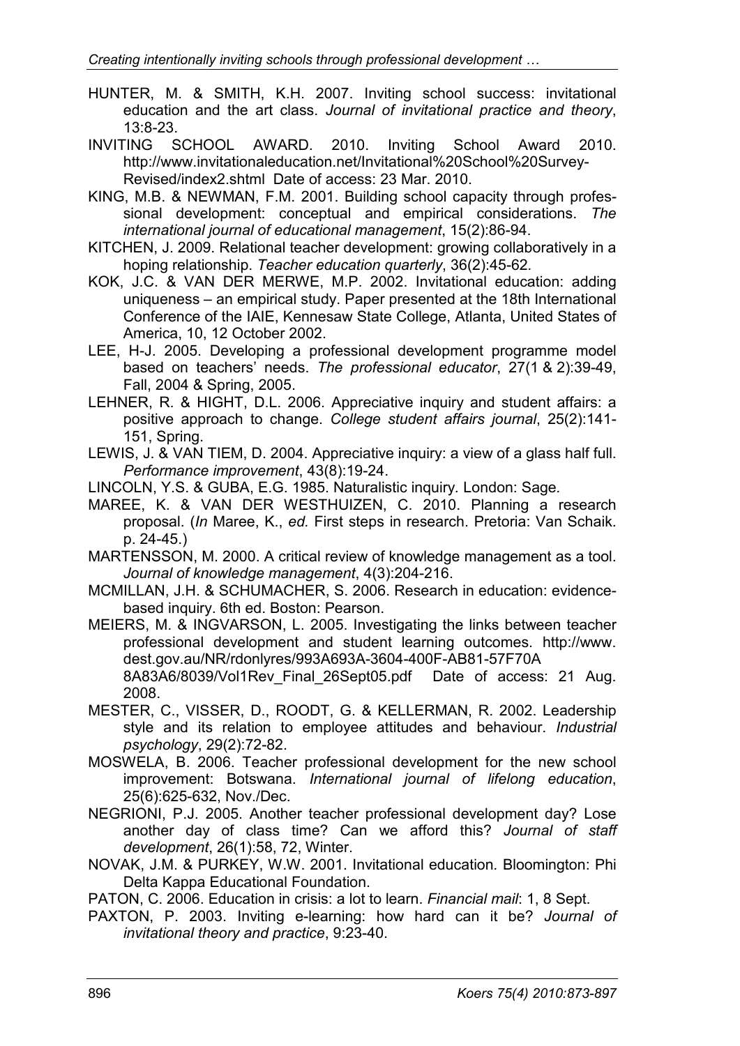HUNTER, M. & SMITH, K.H. 2007. Inviting school success: invitational education and the art class. *Journal of invitational practice and theory*, 13:8-23.

INVITING SCHOOL AWARD. 2010. Inviting School Award 2010. http://www.invitationaleducation.net/Invitational%20School%20Survey-Revised/index2.shtml Date of access: 23 Mar. 2010.

KING, M.B. & NEWMAN, F.M. 2001. Building school capacity through professional development: conceptual and empirical considerations. *The international journal of educational management*, 15(2):86-94.

KITCHEN, J. 2009. Relational teacher development: growing collaboratively in a hoping relationship. *Teacher education quarterly*, 36(2):45-62.

KOK, J.C. & VAN DER MERWE, M.P. 2002. Invitational education: adding uniqueness – an empirical study. Paper presented at the 18th International Conference of the IAIE, Kennesaw State College, Atlanta, United States of America, 10, 12 October 2002.

LEE, H-J. 2005. Developing a professional development programme model based on teachers' needs. *The professional educator*, 27(1 & 2):39-49, Fall, 2004 & Spring, 2005.

LEHNER, R. & HIGHT, D.L. 2006. Appreciative inquiry and student affairs: a positive approach to change. *College student affairs journal*, 25(2):141-151, Spring.

LEWIS, J. & VAN TIEM, D. 2004. Appreciative inquiry: a view of a glass half full. *Performance improvement*, 43(8):19-24.

LINCOLN, Y.S. & GUBA, E.G. 1985. Naturalistic inquiry. London: Sage.

MAREE, K. & VAN DER WESTHUIZEN, C. 2010. Planning a research proposal. (*In* Maree, K., *ed.* First steps in research. Pretoria: Van Schaik. p. 24-45.)

MARTENSSON, M. 2000. A critical review of knowledge management as a tool. *Journal of knowledge management*, 4(3):204-216.

MCMILLAN, J.H. & SCHUMACHER, S. 2006. Research in education: evidence-based inquiry. 6th ed. Boston: Pearson.

MEIERS, M. & INGVARSON, L. 2005. Investigating the links between teacher professional development and student learning outcomes. http://www.dest.gov.au/NR/rdonlyres/993A693A-3604-400F-AB81-57F70A8A83A6/8039/Vol1Rev_Final_26Sept05.pdf Date of access: 21 Aug. 2008.

MESTER, C., VISSER, D., ROODT, G. & KELLERMAN, R. 2002. Leadership style and its relation to employee attitudes and behaviour. *Industrial psychology*, 29(2):72-82.

MOSWELA, B. 2006. Teacher professional development for the new school improvement: Botswana. *International journal of lifelong education*, 25(6):625-632, Nov./Dec.

NEGRIONI, P.J. 2005. Another teacher professional development day? Lose another day of class time? Can we afford this? *Journal of staff development*, 26(1):58, 72, Winter.

NOVAK, J.M. & PURKEY, W.W. 2001. Invitational education. Bloomington: Phi Delta Kappa Educational Foundation.

PATON, C. 2006. Education in crisis: a lot to learn. *Financial mail*: 1, 8 Sept.

PAXTON, P. 2003. Inviting e-learning: how hard can it be? *Journal of invitational theory and practice*, 9:23-40.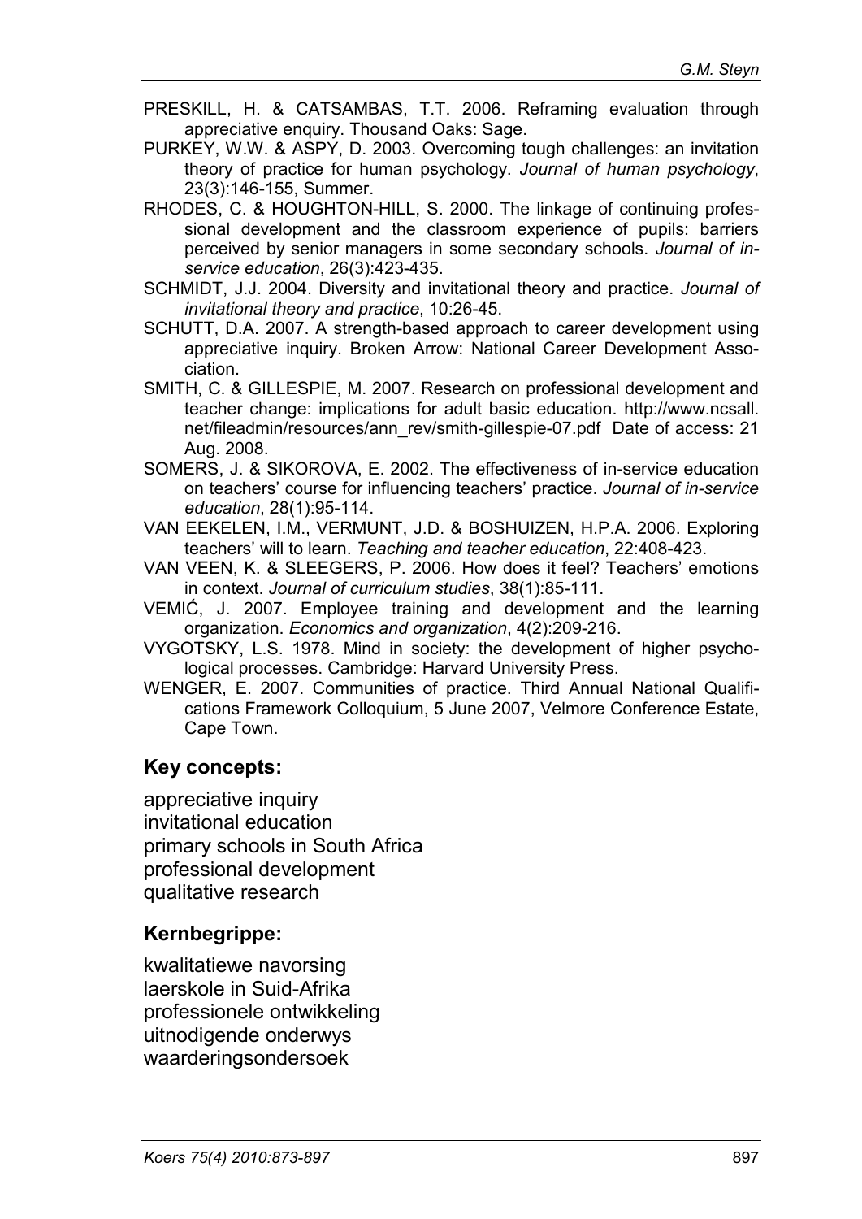PRESKILL, H. & CATSAMBAS, T.T. 2006. Reframing evaluation through appreciative enquiry. Thousand Oaks: Sage.

PURKEY, W.W. & ASPY, D. 2003. Overcoming tough challenges: an invitation theory of practice for human psychology. *Journal of human psychology*, 23(3):146-155, Summer.

RHODES, C. & HOUGHTON-HILL, S. 2000. The linkage of continuing professional development and the classroom experience of pupils: barriers perceived by senior managers in some secondary schools. *Journal of in-service education*, 26(3):423-435.

SCHMIDT, J.J. 2004. Diversity and invitational theory and practice. *Journal of invitational theory and practice*, 10:26-45.

SCHUTT, D.A. 2007. A strength-based approach to career development using appreciative inquiry. Broken Arrow: National Career Development Association.

SMITH, C. & GILLESPIE, M. 2007. Research on professional development and teacher change: implications for adult basic education. http://www.ncsall.net/fileadmin/resources/ann_rev/smith-gillespie-07.pdf Date of access: 21 Aug. 2008.

SOMERS, J. & SIKOROVA, E. 2002. The effectiveness of in-service education on teachers' course for influencing teachers' practice. *Journal of in-service education*, 28(1):95-114.

VAN EEKELEN, I.M., VERMUNT, J.D. & BOSHUIZEN, H.P.A. 2006. Exploring teachers' will to learn. *Teaching and teacher education*, 22:408-423.

VAN VEEN, K. & SLEEGERS, P. 2006. How does it feel? Teachers' emotions in context. *Journal of curriculum studies*, 38(1):85-111.

VEMIĆ, J. 2007. Employee training and development and the learning organization. *Economics and organization*, 4(2):209-216.

VYGOTSKY, L.S. 1978. Mind in society: the development of higher psychological processes. Cambridge: Harvard University Press.

WENGER, E. 2007. Communities of practice. Third Annual National Qualifications Framework Colloquium, 5 June 2007, Velmore Conference Estate, Cape Town.

## Key concepts:

appreciative inquiry
invitational education
primary schools in South Africa
professional development
qualitative research

## Kernbegrippe:

kwalitatiewe navorsing
laerskole in Suid-Afrika
professionele ontwikkeling
uitnodigende onderwys
waarderingsondersoek